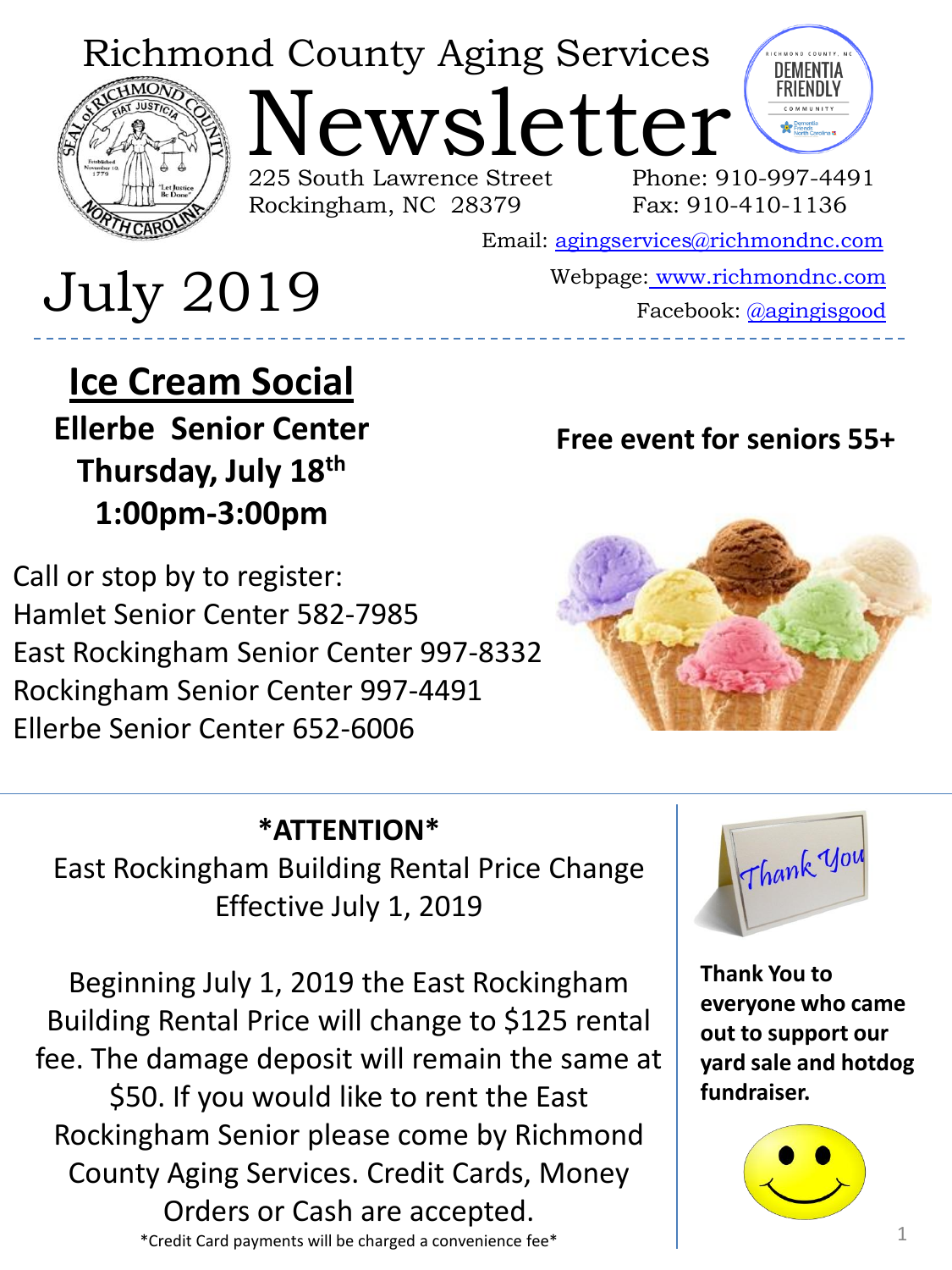# Richmond County Aging Services Newsletter

225 South Lawrence Street
Rockingham, NC 28379

Phone: 910-997-4491
Fax: 910-410-1136

Email: agingservices@richmondnc.com

Webpage: www.richmondnc.com

Facebook: @agingisgood

## July 2019

## Ice Cream Social

**Ellerbe Senior Center**
**Thursday, July 18th**
**1:00pm-3:00pm**

**Free event for seniors 55+**

Call or stop by to register:
Hamlet Senior Center 582-7985
East Rockingham Senior Center 997-8332
Rockingham Senior Center 997-4491
Ellerbe Senior Center 652-6006

### *ATTENTION*

East Rockingham Building Rental Price Change
Effective July 1, 2019

Beginning July 1, 2019 the East Rockingham Building Rental Price will change to $125 rental fee. The damage deposit will remain the same at $50. If you would like to rent the East Rockingham Senior please come by Richmond County Aging Services. Credit Cards, Money Orders or Cash are accepted.

*Credit Card payments will be charged a convenience fee*

**Thank You to everyone who came out to support our yard sale and hotdog fundraiser.**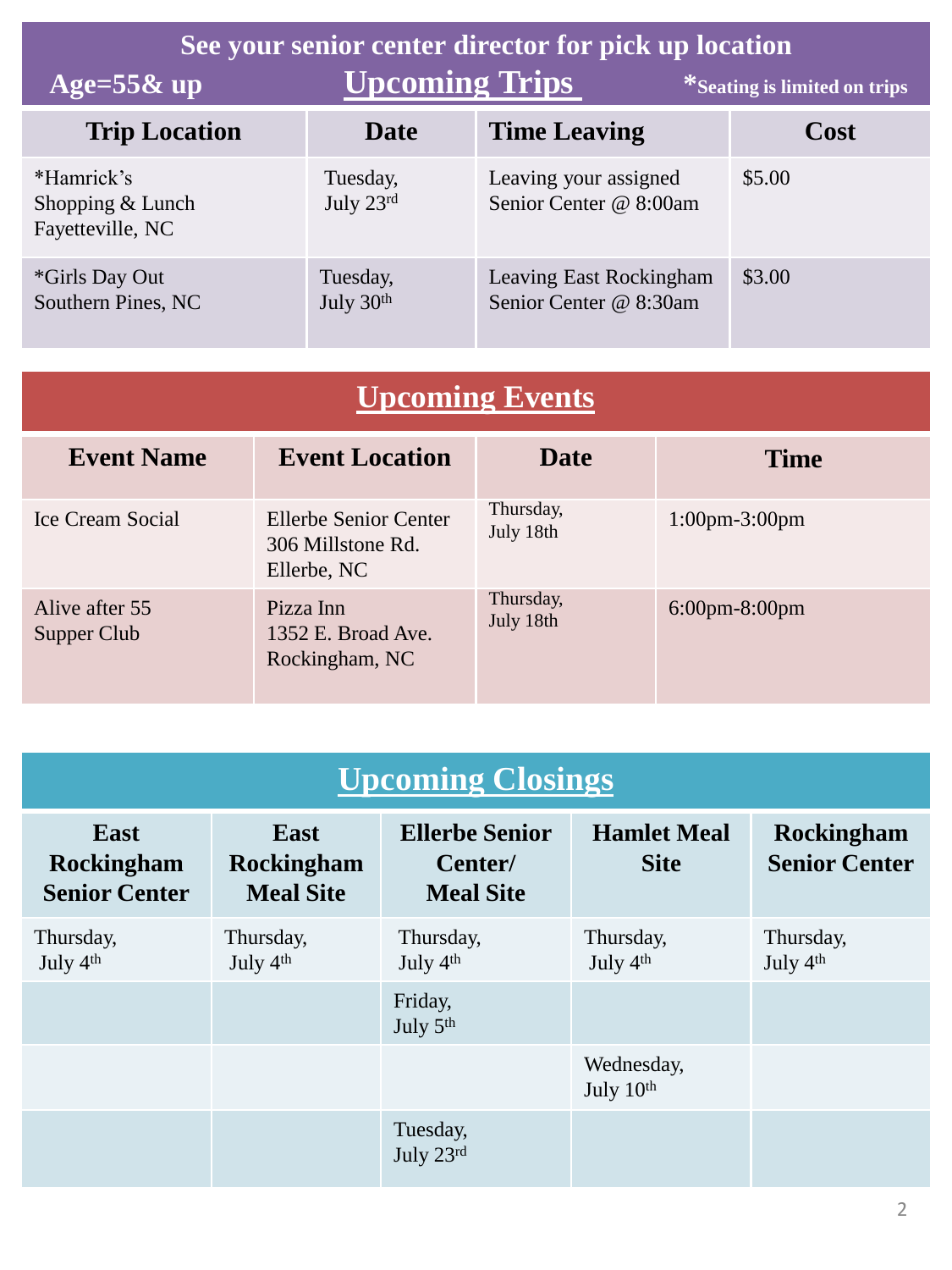**See your senior center director for pick up location**

**Age=55& up**

## Upcoming Trips

***Seating is limited on trips**

| Trip Location | Date | Time Leaving | Cost |
|---|---|---|---|
| *Hamrick's Shopping & Lunch Fayetteville, NC | Tuesday, July 23rd | Leaving your assigned Senior Center @ 8:00am | $5.00 |
| *Girls Day Out Southern Pines, NC | Tuesday, July 30th | Leaving East Rockingham Senior Center @ 8:30am | $3.00 |

## Upcoming Events

| Event Name | Event Location | Date | Time |
|---|---|---|---|
| Ice Cream Social | Ellerbe Senior Center 306 Millstone Rd. Ellerbe, NC | Thursday, July 18th | 1:00pm-3:00pm |
| Alive after 55 Supper Club | Pizza Inn 1352 E. Broad Ave. Rockingham, NC | Thursday, July 18th | 6:00pm-8:00pm |

## Upcoming Closings

| East Rockingham Senior Center | East Rockingham Meal Site | Ellerbe Senior Center/ Meal Site | Hamlet Meal Site | Rockingham Senior Center |
|---|---|---|---|---|
| Thursday, July 4th | Thursday, July 4th | Thursday, July 4th | Thursday, July 4th | Thursday, July 4th |
| | | Friday, July 5th | | |
| | | | Wednesday, July 10th | |
| | | Tuesday, July 23rd | | |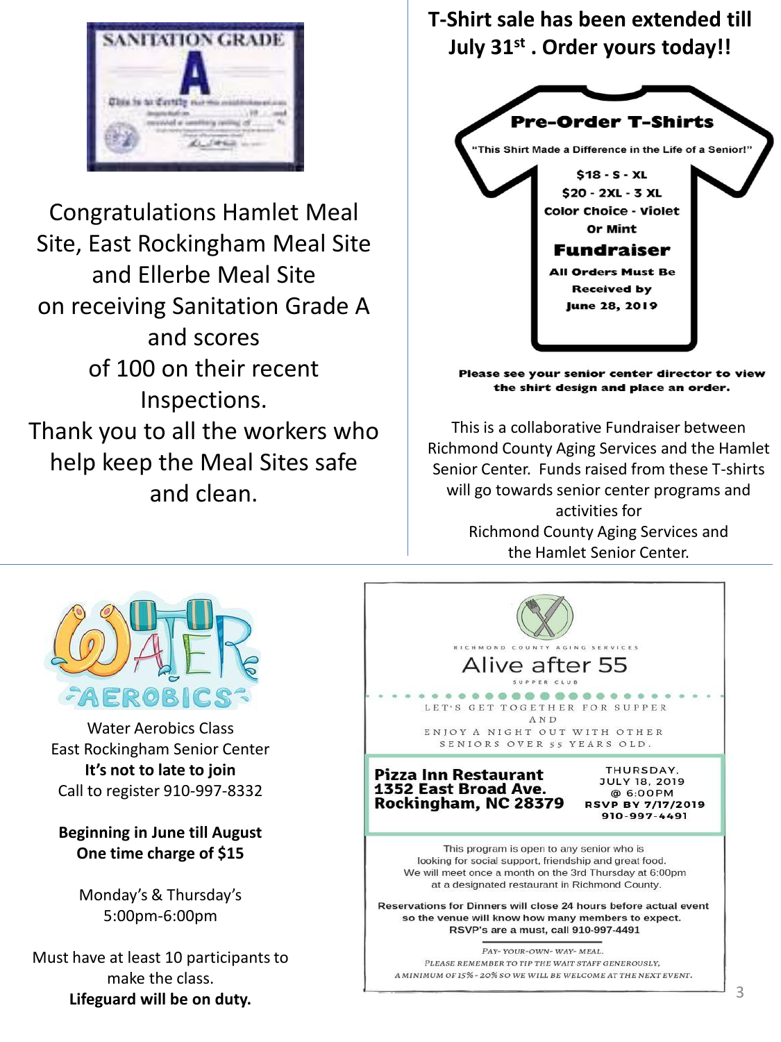SANITATION GRADE

A

Congratulations Hamlet Meal Site, East Rockingham Meal Site and Ellerbe Meal Site on receiving Sanitation Grade A and scores of 100 on their recent Inspections.

Thank you to all the workers who help keep the Meal Sites safe and clean.

## T-Shirt sale has been extended till July 31st. Order yours today!!

**Pre-Order T-Shirts**

"This Shirt Made a Difference in the Life of a Senior!"

**$18 - S - XL**
**$20 - 2XL - 3 XL**
**Color Choice - Violet Or Mint**

**Fundraiser**

**All Orders Must Be Received by June 28, 2019**

**Please see your senior center director to view the shirt design and place an order.**

This is a collaborative Fundraiser between Richmond County Aging Services and the Hamlet Senior Center. Funds raised from these T-shirts will go towards senior center programs and activities for Richmond County Aging Services and the Hamlet Senior Center.

---

WATER AEROBICS

Water Aerobics Class
East Rockingham Senior Center
**It's not to late to join**
Call to register 910-997-8332

**Beginning in June till August**
**One time charge of $15**

Monday's & Thursday's
5:00pm-6:00pm

Must have at least 10 participants to make the class.
**Lifeguard will be on duty.**

---

RICHMOND COUNTY AGING SERVICES

# Alive after 55

SUPPER CLUB

LET'S GET TOGETHER FOR SUPPER AND ENJOY A NIGHT OUT WITH OTHER SENIORS OVER 55 YEARS OLD.

**Pizza Inn Restaurant**
**1352 East Broad Ave.**
**Rockingham, NC 28379**

THURSDAY, JULY 18, 2019
@ 6:00PM
**RSVP BY 7/17/2019**
910-997-4491

This program is open to any senior who is looking for social support, friendship and great food. We will meet once a month on the 3rd Thursday at 6:00pm at a designated restaurant in Richmond County.

**Reservations for Dinners will close 24 hours before actual event so the venue will know how many members to expect. RSVP's are a must, call 910-997-4491**

PAY- YOUR-OWN- WAY- MEAL.
PLEASE REMEMBER TO TIP THE WAIT STAFF GENEROUSLY, A MINIMUM OF 15% - 20% SO WE WILL BE WELCOME AT THE NEXT EVENT.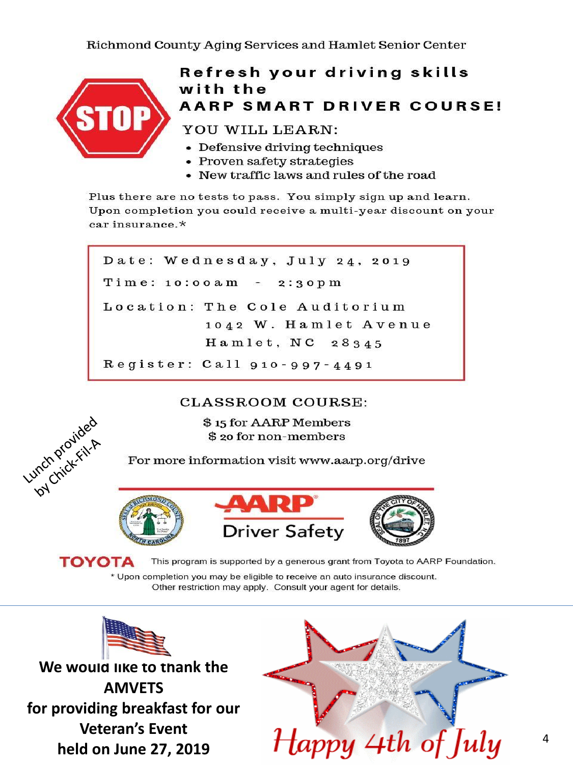Richmond County Aging Services and Hamlet Senior Center

# Refresh your driving skills with the AARP SMART DRIVER COURSE!

## YOU WILL LEARN:

- Defensive driving techniques
- Proven safety strategies
- New traffic laws and rules of the road

Plus there are no tests to pass. You simply sign up and learn. Upon completion you could receive a multi-year discount on your car insurance.*

**Date:** Wednesday, July 24, 2019

**Time:** 10:00am - 2:30pm

**Location:** The Cole Auditorium
1042 W. Hamlet Avenue
Hamlet, NC 28345

**Register:** Call 910-997-4491

## CLASSROOM COURSE:

$15 for AARP Members
$20 for non-members

Lunch provided by Chick-Fil-A

For more information visit www.aarp.org/drive

AARP Driver Safety

TOYOTA This program is supported by a generous grant from Toyota to AARP Foundation.

* Upon completion you may be eligible to receive an auto insurance discount. Other restriction may apply. Consult your agent for details.

---

**We would like to thank the AMVETS for providing breakfast for our Veteran's Event held on June 27, 2019**

*Happy 4th of July*